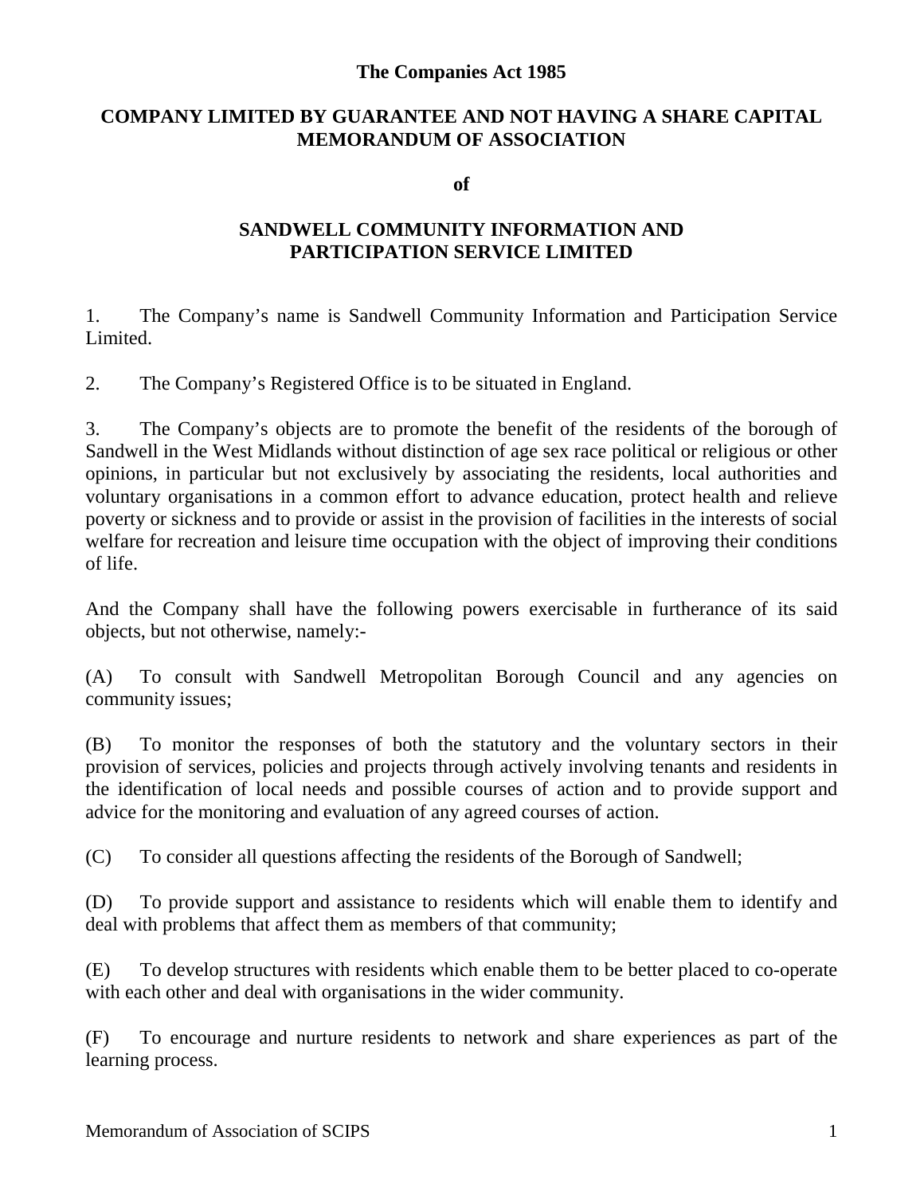**The Companies Act 1985**

# COMPANY LIMITED BY GUARANTEE AND NOT HAVING A SHARE CAPITAL MEMORANDUM OF ASSOCIATION

**of**

# SANDWELL COMMUNITY INFORMATION AND PARTICIPATION SERVICE LIMITED

1. The Company's name is Sandwell Community Information and Participation Service Limited.

2. The Company's Registered Office is to be situated in England.

3. The Company's objects are to promote the benefit of the residents of the borough of Sandwell in the West Midlands without distinction of age sex race political or religious or other opinions, in particular but not exclusively by associating the residents, local authorities and voluntary organisations in a common effort to advance education, protect health and relieve poverty or sickness and to provide or assist in the provision of facilities in the interests of social welfare for recreation and leisure time occupation with the object of improving their conditions of life.

And the Company shall have the following powers exercisable in furtherance of its said objects, but not otherwise, namely:-

(A) To consult with Sandwell Metropolitan Borough Council and any agencies on community issues;

(B) To monitor the responses of both the statutory and the voluntary sectors in their provision of services, policies and projects through actively involving tenants and residents in the identification of local needs and possible courses of action and to provide support and advice for the monitoring and evaluation of any agreed courses of action.

(C) To consider all questions affecting the residents of the Borough of Sandwell;

(D) To provide support and assistance to residents which will enable them to identify and deal with problems that affect them as members of that community;

(E) To develop structures with residents which enable them to be better placed to co-operate with each other and deal with organisations in the wider community.

(F) To encourage and nurture residents to network and share experiences as part of the learning process.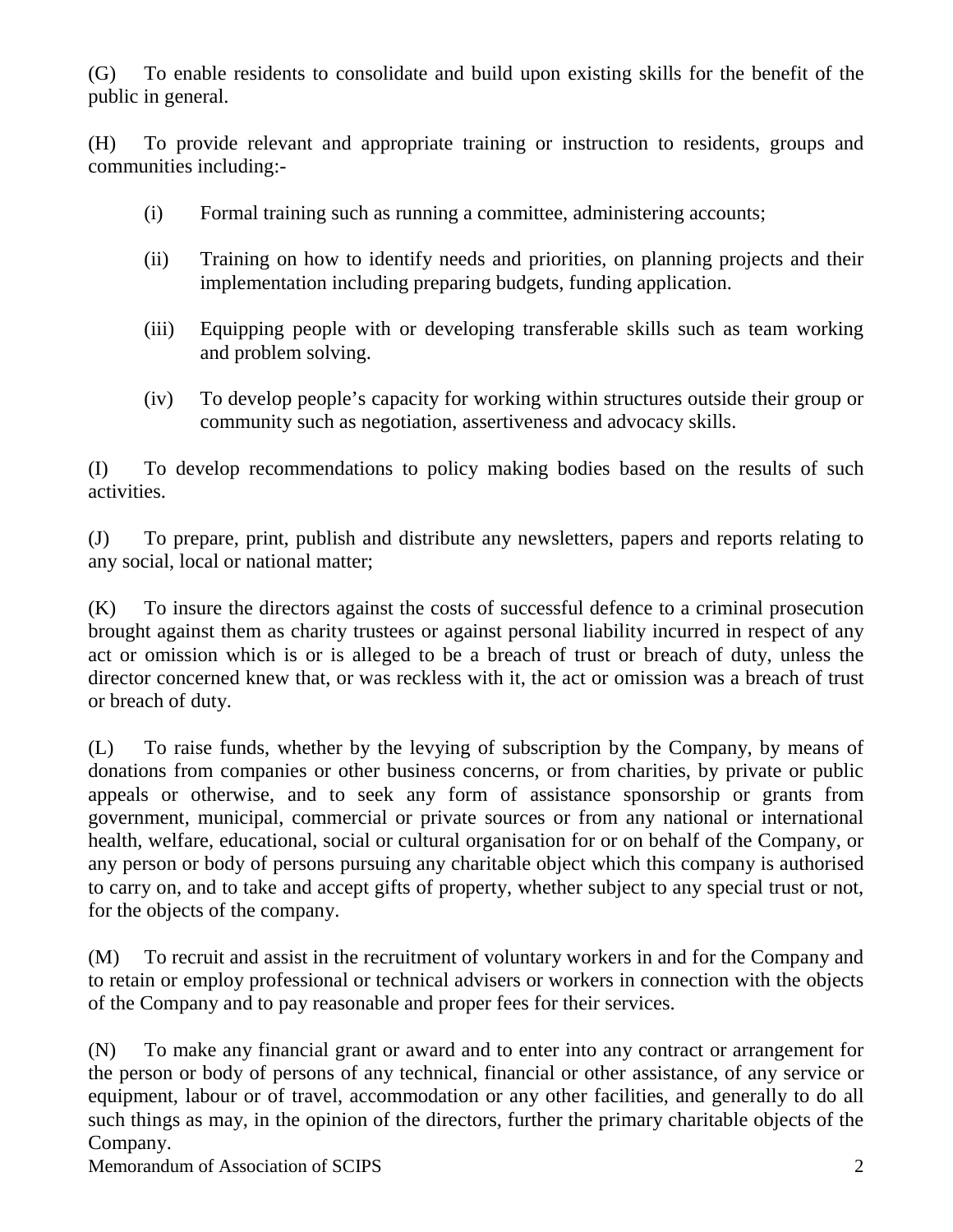(G) To enable residents to consolidate and build upon existing skills for the benefit of the public in general.

(H) To provide relevant and appropriate training or instruction to residents, groups and communities including:-

- (i) Formal training such as running a committee, administering accounts;
- (ii) Training on how to identify needs and priorities, on planning projects and their implementation including preparing budgets, funding application.
- (iii) Equipping people with or developing transferable skills such as team working and problem solving.
- (iv) To develop people's capacity for working within structures outside their group or community such as negotiation, assertiveness and advocacy skills.

(I) To develop recommendations to policy making bodies based on the results of such activities.

(J) To prepare, print, publish and distribute any newsletters, papers and reports relating to any social, local or national matter;

(K) To insure the directors against the costs of successful defence to a criminal prosecution brought against them as charity trustees or against personal liability incurred in respect of any act or omission which is or is alleged to be a breach of trust or breach of duty, unless the director concerned knew that, or was reckless with it, the act or omission was a breach of trust or breach of duty.

(L) To raise funds, whether by the levying of subscription by the Company, by means of donations from companies or other business concerns, or from charities, by private or public appeals or otherwise, and to seek any form of assistance sponsorship or grants from government, municipal, commercial or private sources or from any national or international health, welfare, educational, social or cultural organisation for or on behalf of the Company, or any person or body of persons pursuing any charitable object which this company is authorised to carry on, and to take and accept gifts of property, whether subject to any special trust or not, for the objects of the company.

(M) To recruit and assist in the recruitment of voluntary workers in and for the Company and to retain or employ professional or technical advisers or workers in connection with the objects of the Company and to pay reasonable and proper fees for their services.

(N) To make any financial grant or award and to enter into any contract or arrangement for the person or body of persons of any technical, financial or other assistance, of any service or equipment, labour or of travel, accommodation or any other facilities, and generally to do all such things as may, in the opinion of the directors, further the primary charitable objects of the Company.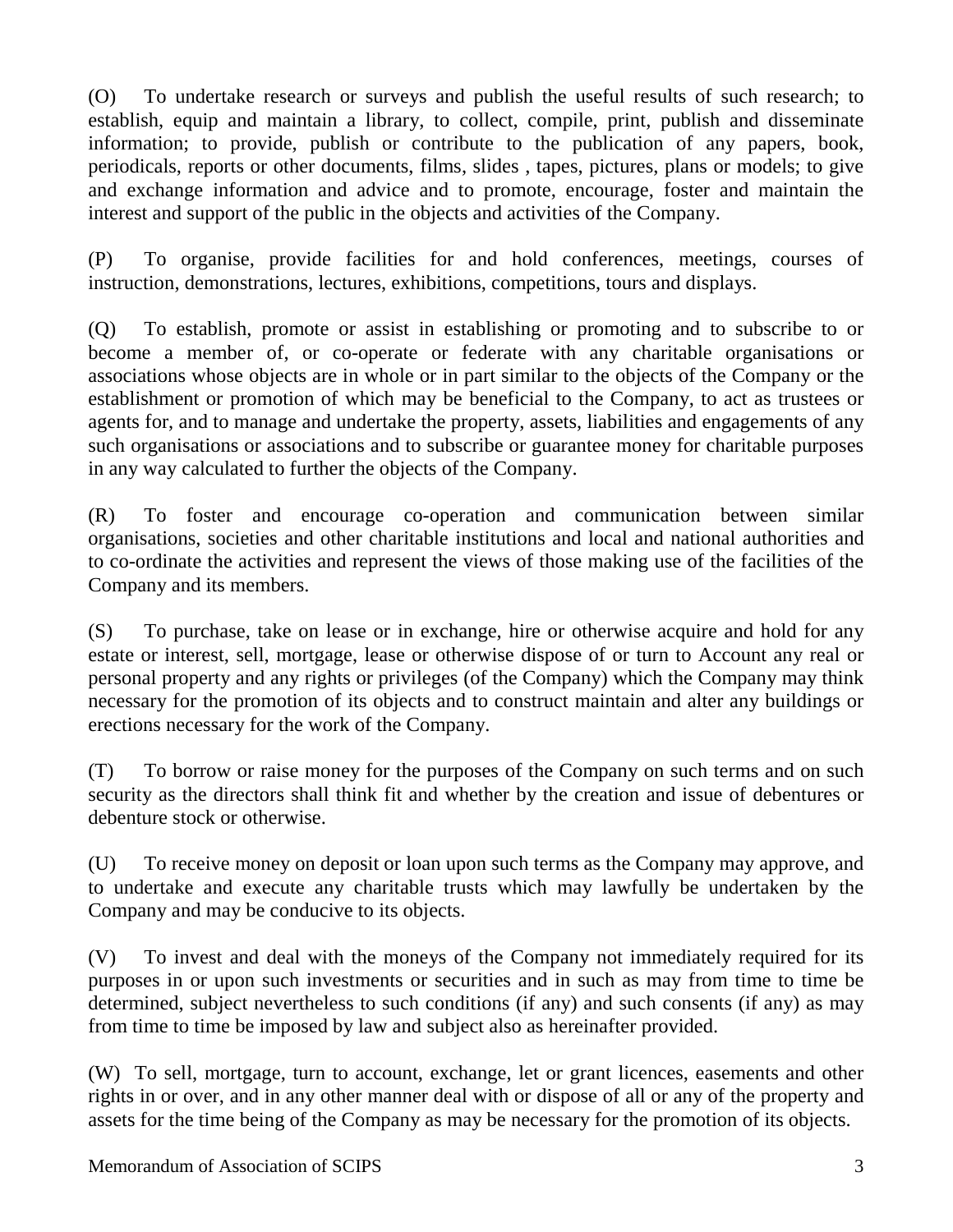(O) To undertake research or surveys and publish the useful results of such research; to establish, equip and maintain a library, to collect, compile, print, publish and disseminate information; to provide, publish or contribute to the publication of any papers, book, periodicals, reports or other documents, films, slides , tapes, pictures, plans or models; to give and exchange information and advice and to promote, encourage, foster and maintain the interest and support of the public in the objects and activities of the Company.

(P) To organise, provide facilities for and hold conferences, meetings, courses of instruction, demonstrations, lectures, exhibitions, competitions, tours and displays.

(Q) To establish, promote or assist in establishing or promoting and to subscribe to or become a member of, or co-operate or federate with any charitable organisations or associations whose objects are in whole or in part similar to the objects of the Company or the establishment or promotion of which may be beneficial to the Company, to act as trustees or agents for, and to manage and undertake the property, assets, liabilities and engagements of any such organisations or associations and to subscribe or guarantee money for charitable purposes in any way calculated to further the objects of the Company.

(R) To foster and encourage co-operation and communication between similar organisations, societies and other charitable institutions and local and national authorities and to co-ordinate the activities and represent the views of those making use of the facilities of the Company and its members.

(S) To purchase, take on lease or in exchange, hire or otherwise acquire and hold for any estate or interest, sell, mortgage, lease or otherwise dispose of or turn to Account any real or personal property and any rights or privileges (of the Company) which the Company may think necessary for the promotion of its objects and to construct maintain and alter any buildings or erections necessary for the work of the Company.

(T) To borrow or raise money for the purposes of the Company on such terms and on such security as the directors shall think fit and whether by the creation and issue of debentures or debenture stock or otherwise.

(U) To receive money on deposit or loan upon such terms as the Company may approve, and to undertake and execute any charitable trusts which may lawfully be undertaken by the Company and may be conducive to its objects.

(V) To invest and deal with the moneys of the Company not immediately required for its purposes in or upon such investments or securities and in such as may from time to time be determined, subject nevertheless to such conditions (if any) and such consents (if any) as may from time to time be imposed by law and subject also as hereinafter provided.

(W) To sell, mortgage, turn to account, exchange, let or grant licences, easements and other rights in or over, and in any other manner deal with or dispose of all or any of the property and assets for the time being of the Company as may be necessary for the promotion of its objects.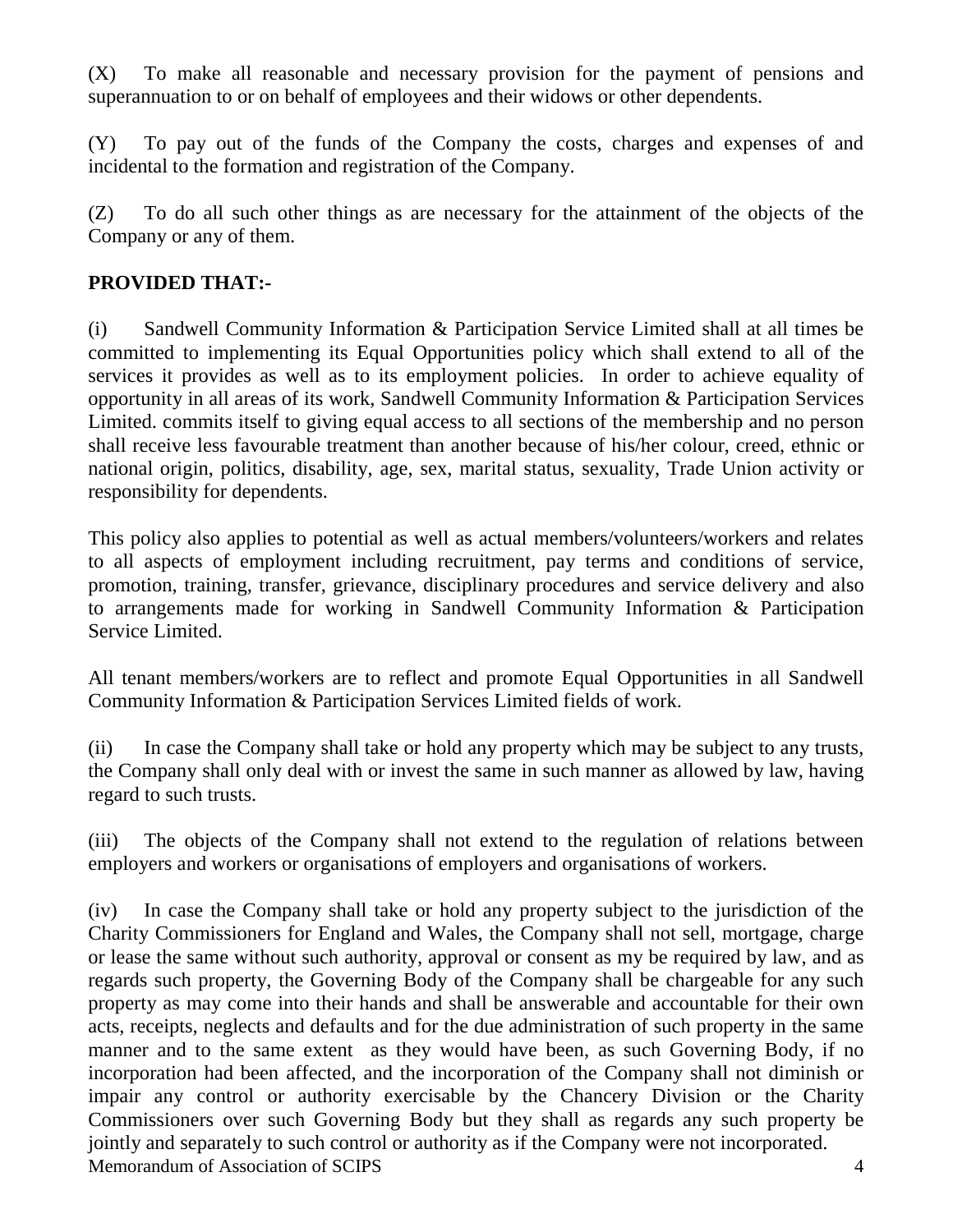(X) To make all reasonable and necessary provision for the payment of pensions and superannuation to or on behalf of employees and their widows or other dependents.

(Y) To pay out of the funds of the Company the costs, charges and expenses of and incidental to the formation and registration of the Company.

(Z) To do all such other things as are necessary for the attainment of the objects of the Company or any of them.

**PROVIDED THAT:-**

(i) Sandwell Community Information & Participation Service Limited shall at all times be committed to implementing its Equal Opportunities policy which shall extend to all of the services it provides as well as to its employment policies. In order to achieve equality of opportunity in all areas of its work, Sandwell Community Information & Participation Services Limited. commits itself to giving equal access to all sections of the membership and no person shall receive less favourable treatment than another because of his/her colour, creed, ethnic or national origin, politics, disability, age, sex, marital status, sexuality, Trade Union activity or responsibility for dependents.

This policy also applies to potential as well as actual members/volunteers/workers and relates to all aspects of employment including recruitment, pay terms and conditions of service, promotion, training, transfer, grievance, disciplinary procedures and service delivery and also to arrangements made for working in Sandwell Community Information & Participation Service Limited.

All tenant members/workers are to reflect and promote Equal Opportunities in all Sandwell Community Information & Participation Services Limited fields of work.

(ii) In case the Company shall take or hold any property which may be subject to any trusts, the Company shall only deal with or invest the same in such manner as allowed by law, having regard to such trusts.

(iii) The objects of the Company shall not extend to the regulation of relations between employers and workers or organisations of employers and organisations of workers.

(iv) In case the Company shall take or hold any property subject to the jurisdiction of the Charity Commissioners for England and Wales, the Company shall not sell, mortgage, charge or lease the same without such authority, approval or consent as my be required by law, and as regards such property, the Governing Body of the Company shall be chargeable for any such property as may come into their hands and shall be answerable and accountable for their own acts, receipts, neglects and defaults and for the due administration of such property in the same manner and to the same extent as they would have been, as such Governing Body, if no incorporation had been affected, and the incorporation of the Company shall not diminish or impair any control or authority exercisable by the Chancery Division or the Charity Commissioners over such Governing Body but they shall as regards any such property be jointly and separately to such control or authority as if the Company were not incorporated.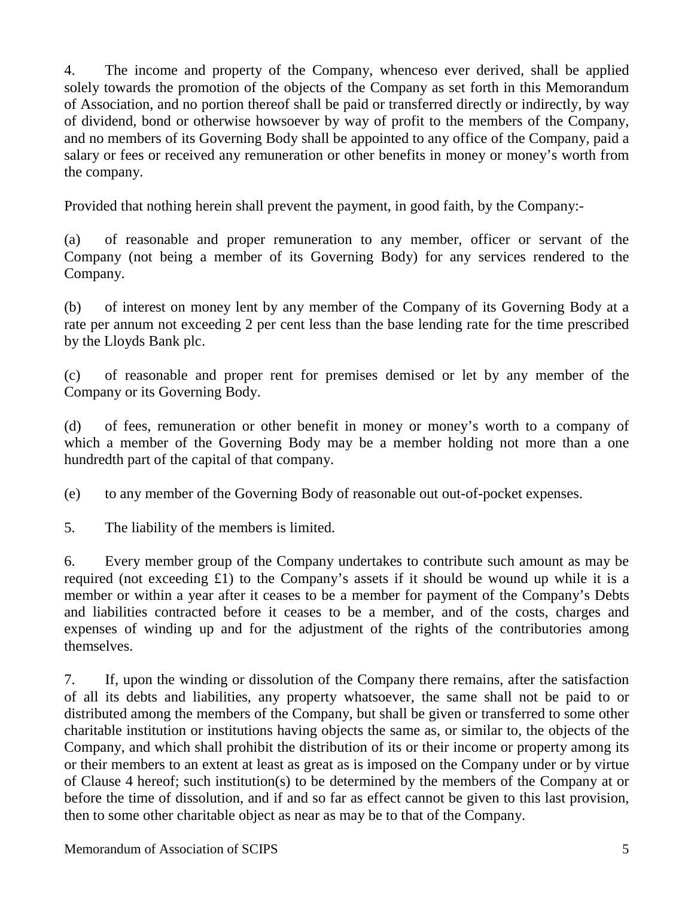4. The income and property of the Company, whenceso ever derived, shall be applied solely towards the promotion of the objects of the Company as set forth in this Memorandum of Association, and no portion thereof shall be paid or transferred directly or indirectly, by way of dividend, bond or otherwise howsoever by way of profit to the members of the Company, and no members of its Governing Body shall be appointed to any office of the Company, paid a salary or fees or received any remuneration or other benefits in money or money's worth from the company.

Provided that nothing herein shall prevent the payment, in good faith, by the Company:-

(a) of reasonable and proper remuneration to any member, officer or servant of the Company (not being a member of its Governing Body) for any services rendered to the Company.

(b) of interest on money lent by any member of the Company of its Governing Body at a rate per annum not exceeding 2 per cent less than the base lending rate for the time prescribed by the Lloyds Bank plc.

(c) of reasonable and proper rent for premises demised or let by any member of the Company or its Governing Body.

(d) of fees, remuneration or other benefit in money or money's worth to a company of which a member of the Governing Body may be a member holding not more than a one hundredth part of the capital of that company.

(e) to any member of the Governing Body of reasonable out out-of-pocket expenses.

5. The liability of the members is limited.

6. Every member group of the Company undertakes to contribute such amount as may be required (not exceeding £1) to the Company's assets if it should be wound up while it is a member or within a year after it ceases to be a member for payment of the Company's Debts and liabilities contracted before it ceases to be a member, and of the costs, charges and expenses of winding up and for the adjustment of the rights of the contributories among themselves.

7. If, upon the winding or dissolution of the Company there remains, after the satisfaction of all its debts and liabilities, any property whatsoever, the same shall not be paid to or distributed among the members of the Company, but shall be given or transferred to some other charitable institution or institutions having objects the same as, or similar to, the objects of the Company, and which shall prohibit the distribution of its or their income or property among its or their members to an extent at least as great as is imposed on the Company under or by virtue of Clause 4 hereof; such institution(s) to be determined by the members of the Company at or before the time of dissolution, and if and so far as effect cannot be given to this last provision, then to some other charitable object as near as may be to that of the Company.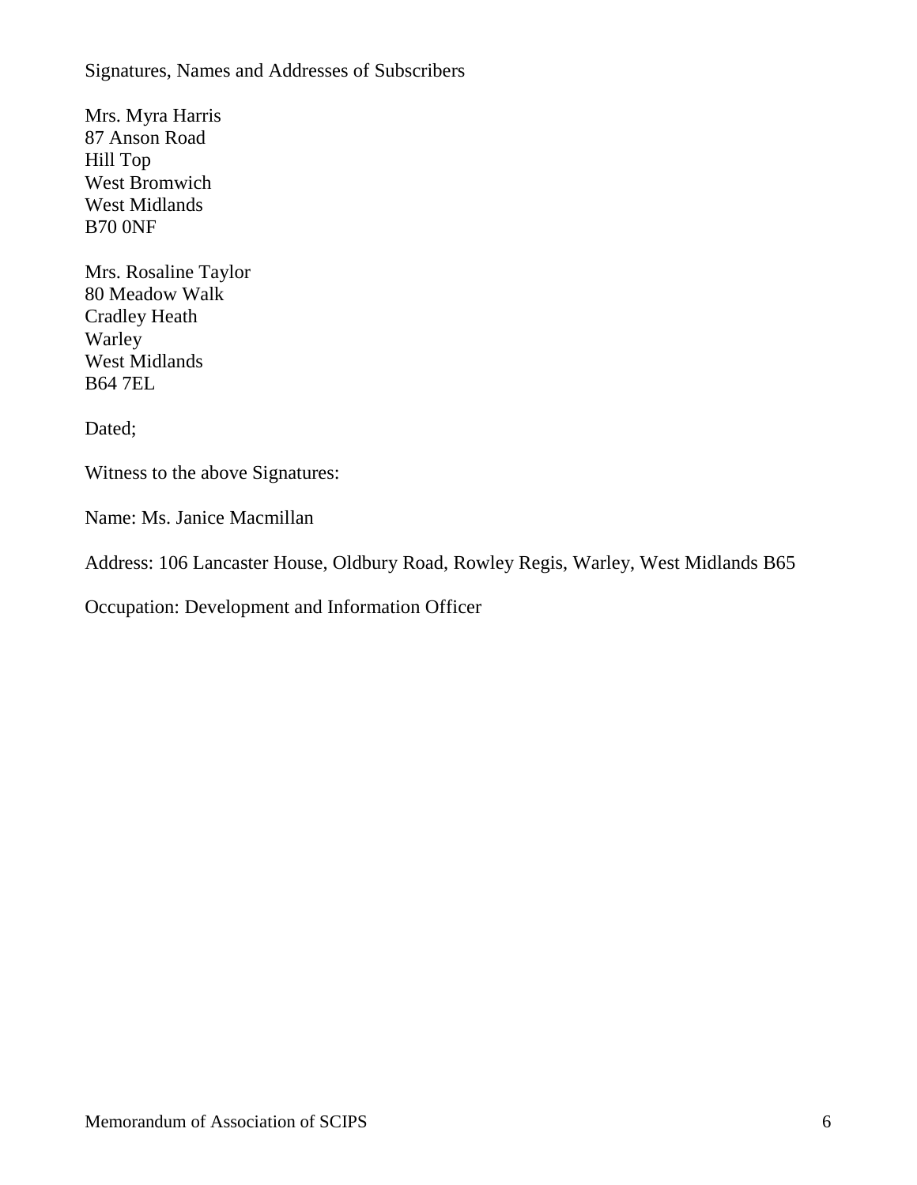Signatures, Names and Addresses of Subscribers

Mrs. Myra Harris
87 Anson Road
Hill Top
West Bromwich
West Midlands
B70 0NF

Mrs. Rosaline Taylor
80 Meadow Walk
Cradley Heath
Warley
West Midlands
B64 7EL

Dated;

Witness to the above Signatures:

Name: Ms. Janice Macmillan

Address: 106 Lancaster House, Oldbury Road, Rowley Regis, Warley, West Midlands B65

Occupation: Development and Information Officer